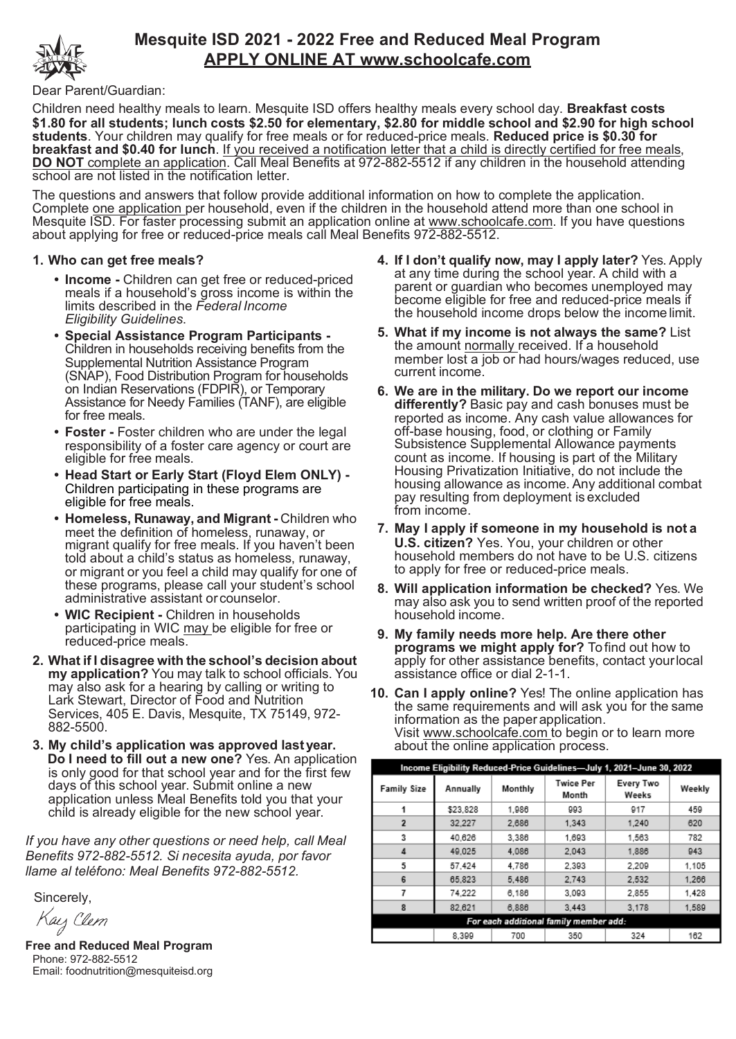# Mesquite ISD 2021 - 2022 Free and Reduced Meal Program

## APPLY ONLINE AT www.schoolcafe.com

Dear Parent/Guardian:

Children need healthy meals to learn. Mesquite ISD offers healthy meals every school day. **Breakfast costs $1.80 for all students; lunch costs $2.50 for elementary, $2.80 for middle school and $2.90 for high school students**. Your children may qualify for free meals or for reduced-price meals. **Reduced price is $0.30 for breakfast and $0.40 for lunch**. If you received a notification letter that a child is directly certified for free meals, **DO NOT** complete an application. Call Meal Benefits at 972-882-5512 if any children in the household attending school are not listed in the notification letter.

The questions and answers that follow provide additional information on how to complete the application. Complete one application per household, even if the children in the household attend more than one school in Mesquite ISD. For faster processing submit an application online at www.schoolcafe.com. If you have questions about applying for free or reduced-price meals call Meal Benefits 972-882-5512.

1. **Who can get free meals?**
   - **Income -** Children can get free or reduced-priced meals if a household's gross income is within the limits described in the *Federal Income Eligibility Guidelines*.
   - **Special Assistance Program Participants -** Children in households receiving benefits from the Supplemental Nutrition Assistance Program (SNAP), Food Distribution Program for households on Indian Reservations (FDPIR), or Temporary Assistance for Needy Families (TANF), are eligible for free meals.
   - **Foster -** Foster children who are under the legal responsibility of a foster care agency or court are eligible for free meals.
   - **Head Start or Early Start (Floyd Elem ONLY) -** Children participating in these programs are eligible for free meals.
   - **Homeless, Runaway, and Migrant -** Children who meet the definition of homeless, runaway, or migrant qualify for free meals. If you haven't been told about a child's status as homeless, runaway, or migrant or you feel a child may qualify for one of these programs, please call your student's school administrative assistant or counselor.
   - **WIC Recipient -** Children in households participating in WIC may be eligible for free or reduced-price meals.
2. **What if I disagree with the school's decision about my application?** You may talk to school officials. You may also ask for a hearing by calling or writing to Lark Stewart, Director of Food and Nutrition Services, 405 E. Davis, Mesquite, TX 75149, 972-882-5500.
3. **My child's application was approved last year. Do I need to fill out a new one?** Yes. An application is only good for that school year and for the first few days of this school year. Submit online a new application unless Meal Benefits told you that your child is already eligible for the new school year.
4. **If I don't qualify now, may I apply later?** Yes. Apply at any time during the school year. A child with a parent or guardian who becomes unemployed may become eligible for free and reduced-price meals if the household income drops below the income limit.
5. **What if my income is not always the same?** List the amount normally received. If a household member lost a job or had hours/wages reduced, use current income.
6. **We are in the military. Do we report our income differently?** Basic pay and cash bonuses must be reported as income. Any cash value allowances for off-base housing, food, or clothing or Family Subsistence Supplemental Allowance payments count as income. If housing is part of the Military Housing Privatization Initiative, do not include the housing allowance as income. Any additional combat pay resulting from deployment is excluded from income.
7. **May I apply if someone in my household is not a U.S. citizen?** Yes. You, your children or other household members do not have to be U.S. citizens to apply for free or reduced-price meals.
8. **Will application information be checked?** Yes. We may also ask you to send written proof of the reported household income.
9. **My family needs more help. Are there other programs we might apply for?** To find out how to apply for other assistance benefits, contact your local assistance office or dial 2-1-1.
10. **Can I apply online?** Yes! The online application has the same requirements and will ask you for the same information as the paper application. Visit www.schoolcafe.com to begin or to learn more about the online application process.

*If you have any other questions or need help, call Meal Benefits 972-882-5512. Si necesita ayuda, por favor llame al teléfono: Meal Benefits 972-882-5512.*

Sincerely,

Kay Clem

**Free and Reduced Meal Program**
Phone: 972-882-5512
Email: foodnutrition@mesquiteisd.org

**Income Eligibility Reduced-Price Guidelines—July 1, 2021–June 30, 2022**

| Family Size | Annually | Monthly | Twice Per Month | Every Two Weeks | Weekly |
|---|---|---|---|---|---|
| 1 | $23,828 | 1,986 | 993 | 917 | 459 |
| 2 | 32,227 | 2,686 | 1,343 | 1,240 | 620 |
| 3 | 40,626 | 3,386 | 1,693 | 1,563 | 782 |
| 4 | 49,025 | 4,086 | 2,043 | 1,886 | 943 |
| 5 | 57,424 | 4,786 | 2,393 | 2,209 | 1,105 |
| 6 | 65,823 | 5,486 | 2,743 | 2,532 | 1,266 |
| 7 | 74,222 | 6,186 | 3,093 | 2,855 | 1,428 |
| 8 | 82,621 | 6,886 | 3,443 | 3,178 | 1,589 |
| *For each additional family member add:* | | | | | |
| | 8,399 | 700 | 350 | 324 | 162 |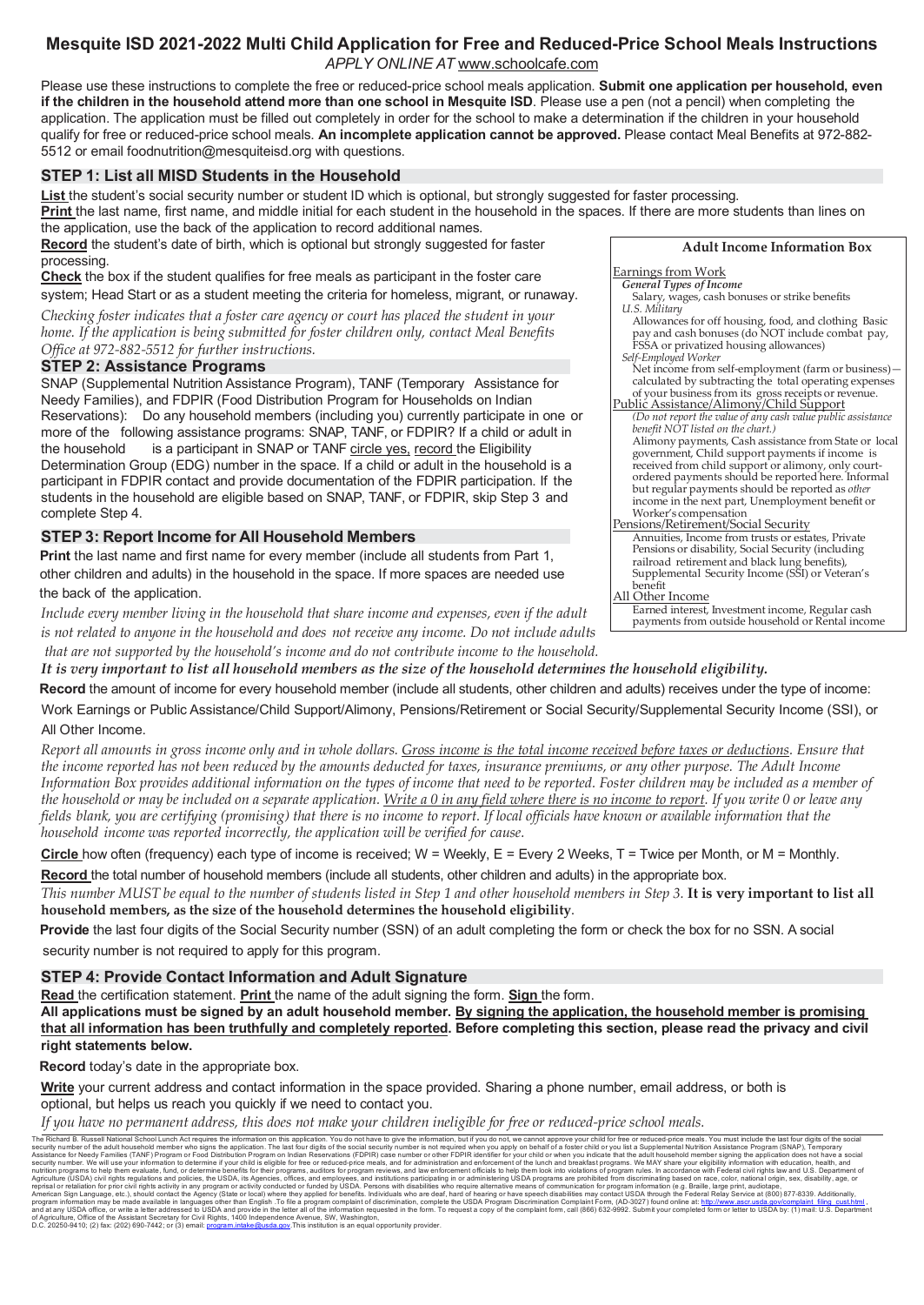# Mesquite ISD 2021-2022 Multi Child Application for Free and Reduced-Price School Meals Instructions

*APPLY ONLINE AT* www.schoolcafe.com

Please use these instructions to complete the free or reduced-price school meals application. **Submit one application per household, even if the children in the household attend more than one school in Mesquite ISD**. Please use a pen (not a pencil) when completing the application. The application must be filled out completely in order for the school to make a determination if the children in your household qualify for free or reduced-price school meals. **An incomplete application cannot be approved.** Please contact Meal Benefits at 972-882-5512 or email foodnutrition@mesquiteisd.org with questions.

## STEP 1: List all MISD Students in the Household

**List** the student's social security number or student ID which is optional, but strongly suggested for faster processing.

**Print** the last name, first name, and middle initial for each student in the household in the spaces. If there are more students than lines on the application, use the back of the application to record additional names.

**Record** the student's date of birth, which is optional but strongly suggested for faster processing.

**Check** the box if the student qualifies for free meals as participant in the foster care system; Head Start or as a student meeting the criteria for homeless, migrant, or runaway.

*Checking foster indicates that a foster care agency or court has placed the student in your home. If the application is being submitted for foster children only, contact Meal Benefits Office at 972-882-5512 for further instructions.*

## STEP 2: Assistance Programs

SNAP (Supplemental Nutrition Assistance Program), TANF (Temporary Assistance for Needy Families), and FDPIR (Food Distribution Program for Households on Indian Reservations): Do any household members (including you) currently participate in one or more of the following assistance programs: SNAP, TANF, or FDPIR? If a child or adult in the household is a participant in SNAP or TANF circle yes, record the Eligibility Determination Group (EDG) number in the space. If a child or adult in the household is a participant in FDPIR contact and provide documentation of the FDPIR participation. If the students in the household are eligible based on SNAP, TANF, or FDPIR, skip Step 3 and complete Step 4.

## STEP 3: Report Income for All Household Members

**Print** the last name and first name for every member (include all students from Part 1, other children and adults) in the household in the space. If more spaces are needed use the back of the application.

*Include every member living in the household that share income and expenses, even if the adult is not related to anyone in the household and does not receive any income. Do not include adults that are not supported by the household's income and do not contribute income to the household.*

***It is very important to list all household members as the size of the household determines the household eligibility.***

**Adult Income Information Box**

Earnings from Work
- *General Types of Income*
  - Salary, wages, cash bonuses or strike benefits
- *U.S. Military*
  - Allowances for off housing, food, and clothing Basic pay and cash bonuses (do NOT include combat pay, FSSA or privatized housing allowances)
- *Self-Employed Worker*
  - Net income from self-employment (farm or business)—calculated by subtracting the total operating expenses of your business from its gross receipts or revenue.

Public Assistance/Alimony/Child Support
- *(Do not report the value of any cash value public assistance benefit NOT listed on the chart.)*
- Alimony payments, Cash assistance from State or local government, Child support payments if income is received from child support or alimony, only court-ordered payments should be reported here. Informal but regular payments should be reported as *other* income in the next part, Unemployment benefit or Worker's compensation

Pensions/Retirement/Social Security
- Annuities, Income from trusts or estates, Private Pensions or disability, Social Security (including railroad retirement and black lung benefits), Supplemental Security Income (SSI) or Veteran's benefit

All Other Income
- Earned interest, Investment income, Regular cash payments from outside household or Rental income

**Record** the amount of income for every household member (include all students, other children and adults) receives under the type of income: Work Earnings or Public Assistance/Child Support/Alimony, Pensions/Retirement or Social Security/Supplemental Security Income (SSI), or All Other Income.

*Report all amounts in gross income only and in whole dollars. Gross income is the total income received before taxes or deductions. Ensure that the income reported has not been reduced by the amounts deducted for taxes, insurance premiums, or any other purpose. The Adult Income Information Box provides additional information on the types of income that need to be reported. Foster children may be included as a member of the household or may be included on a separate application. Write a 0 in any field where there is no income to report. If you write 0 or leave any fields blank, you are certifying (promising) that there is no income to report. If local officials have known or available information that the household income was reported incorrectly, the application will be verified for cause.*

**Circle** how often (frequency) each type of income is received; W = Weekly, E = Every 2 Weeks, T = Twice per Month, or M = Monthly.

**Record** the total number of household members (include all students, other children and adults) in the appropriate box.

*This number MUST be equal to the number of students listed in Step 1 and other household members in Step 3.* ***It is very important to list all household members, as the size of the household determines the household eligibility***.

**Provide** the last four digits of the Social Security number (SSN) of an adult completing the form or check the box for no SSN. A social security number is not required to apply for this program.

## STEP 4: Provide Contact Information and Adult Signature

**Read** the certification statement. **Print** the name of the adult signing the form. **Sign** the form.

**All applications must be signed by an adult household member. By signing the application, the household member is promising that all information has been truthfully and completely reported. Before completing this section, please read the privacy and civil right statements below.**

**Record** today's date in the appropriate box.

**Write** your current address and contact information in the space provided. Sharing a phone number, email address, or both is optional, but helps us reach you quickly if we need to contact you.

*If you have no permanent address, this does not make your children ineligible for free or reduced-price school meals.*

The Richard B. Russell National School Lunch Act requires the information on this application. You do not have to give the information, but if you do not, we cannot approve your child for free or reduced-price meals. You must include the last four digits of the social security number of the adult household member who signs the application. The last four digits of the social security number is not required when you apply on behalf of a foster child or you list a Supplemental Nutrition Assistance Program (SNAP), Temporary Assistance for Needy Families (TANF) Program or Food Distribution Program on Indian Reservations (FDPIR) case number or other FDPIR identifier for your child or when you indicate that the adult household member signing the application does not have a social security number. We will use your information to determine if your child is eligible for free or reduced-price meals, and for administration and enforcement of the lunch and breakfast programs. We MAY share your eligibility information with education, health, and nutrition programs to help them evaluate, fund, or determine benefits for their programs, auditors for program reviews, and law enforcement officials to help them look into violations of program rules. In accordance with Federal civil rights law and U.S. Department of Agriculture (USDA) civil rights regulations and policies, the USDA, its Agencies, offices, and employees, and institutions participating in or administering USDA programs are prohibited from discriminating based on race, color, national origin, sex, disability, age, or reprisal or retaliation for prior civil rights activity in any program or activity conducted or funded by USDA. Persons with disabilities who require alternative means of communication for program information (e.g. Braille, large print, audiotape, American Sign Language, etc.), should contact the Agency (State or local) where they applied for benefits. Individuals who are deaf, hard of hearing or have speech disabilities may contact USDA through the Federal Relay Service at (800) 877-8339. Additionally, program information may be made available in languages other than English. To file a program complaint of discrimination, complete the USDA Program Discrimination Complaint Form, (AD-3027) found online at: http://www.ascr.usda.gov/complaint_filing_cust.html, and at any USDA office, or write a letter addressed to USDA and provide in the letter all of the information requested in the form. To request a copy of the complaint form, call (866) 632-9992. Submit your completed form or letter to USDA by: (1) mail: U.S. Department of Agriculture, Office of the Assistant Secretary for Civil Rights, 1400 Independence Avenue, SW, Washington, D.C. 20250-9410; (2) fax: (202) 690-7442; or (3) email: program.intake@usda.gov. This institution is an equal opportunity provider.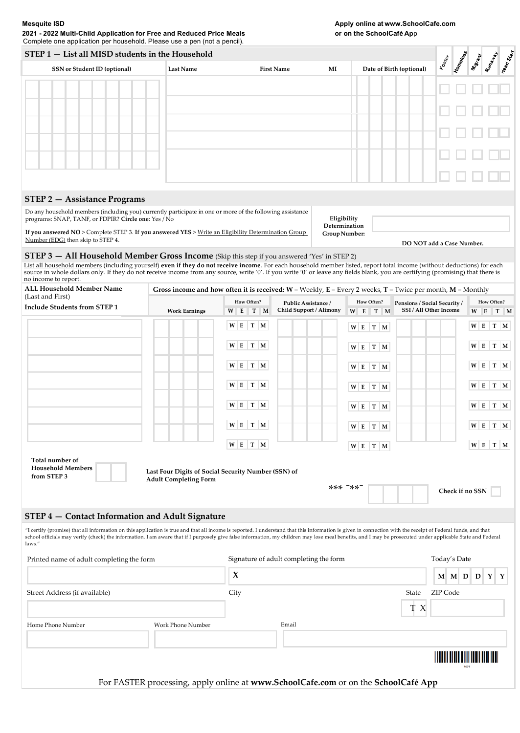**Mesquite ISD**

**2021 - 2022 Multi-Child Application for Free and Reduced Price Meals**

Complete one application per household. Please use a pen (not a pencil).

**Apply online at www.SchoolCafe.com or on the SchoolCafé App**

## STEP 1 — List all MISD students in the Household

| SSN or Student ID (optional) | Last Name | First Name | MI | Date of Birth (optional) | Foster | Homeless | Migrant | Runaway | Head Start |
|---|---|---|---|---|---|---|---|---|---|
| | | | | | ☐ | ☐ | ☐ | ☐ | ☐ |
| | | | | | ☐ | ☐ | ☐ | ☐ | ☐ |
| | | | | | ☐ | ☐ | ☐ | ☐ | ☐ |
| | | | | | ☐ | ☐ | ☐ | ☐ | ☐ |
| | | | | | ☐ | ☐ | ☐ | ☐ | ☐ |

## STEP 2 — Assistance Programs

Do any household members (including you) currently participate in one or more of the following assistance programs: SNAP, TANF, or FDPIR? **Circle one**: Yes / No

**If you answered NO** > Complete STEP 3. **If you answered YES** > Write an Eligibility Determination Group Number (EDG) then skip to STEP 4.

**Eligibility Determination Group Number:** ____________

**DO NOT add a Case Number.**

## STEP 3 — All Household Member Gross Income (Skip this step if you answered 'Yes' in STEP 2)

List all household members (including yourself) **even if they do not receive income**. For each household member listed, report total income (without deductions) for each source in whole dollars only. If they do not receive income from any source, write '0'. If you write '0' or leave any fields blank, you are certifying (promising) that there is no income to report.

**Gross income and how often it is received: W** = Weekly, **E** = Every 2 weeks, **T** = Twice per month, **M** = Monthly

| ALL Household Member Name (Last and First) Include Students from STEP 1 | Work Earnings | How Often? W E T M | Public Assistance / Child Support / Alimony | How Often? W E T M | Pensions / Social Security / SSI / All Other Income | How Often? W E T M |
|---|---|---|---|---|---|---|
| | | W E T M | | W E T M | | W E T M |
| | | W E T M | | W E T M | | W E T M |
| | | W E T M | | W E T M | | W E T M |
| | | W E T M | | W E T M | | W E T M |
| | | W E T M | | W E T M | | W E T M |
| | | W E T M | | W E T M | | W E T M |
| | | W E T M | | W E T M | | W E T M |

**Total number of Household Members from STEP 3** ☐☐

**Last Four Digits of Social Security Number (SSN) of Adult Completing Form** *** -**- ☐☐☐☐ **Check if no SSN** ☐

## STEP 4 — Contact Information and Adult Signature

"I certify (promise) that all information on this application is true and that all income is reported. I understand that this information is given in connection with the receipt of Federal funds, and that school officials may verify (check) the information. I am aware that if I purposely give false information, my children may lose meal benefits, and I may be prosecuted under applicable State and Federal laws."

| Printed name of adult completing the form | Signature of adult completing the form | Today's Date |
|---|---|---|
| | X | M M D D Y Y |

| Street Address (if available) | City | State | ZIP Code |
|---|---|---|---|
| | | TX | |

| Home Phone Number | Work Phone Number | Email |
|---|---|---|
| | | |

4674

For FASTER processing, apply online at **www.SchoolCafe.com** or on the **SchoolCafé App**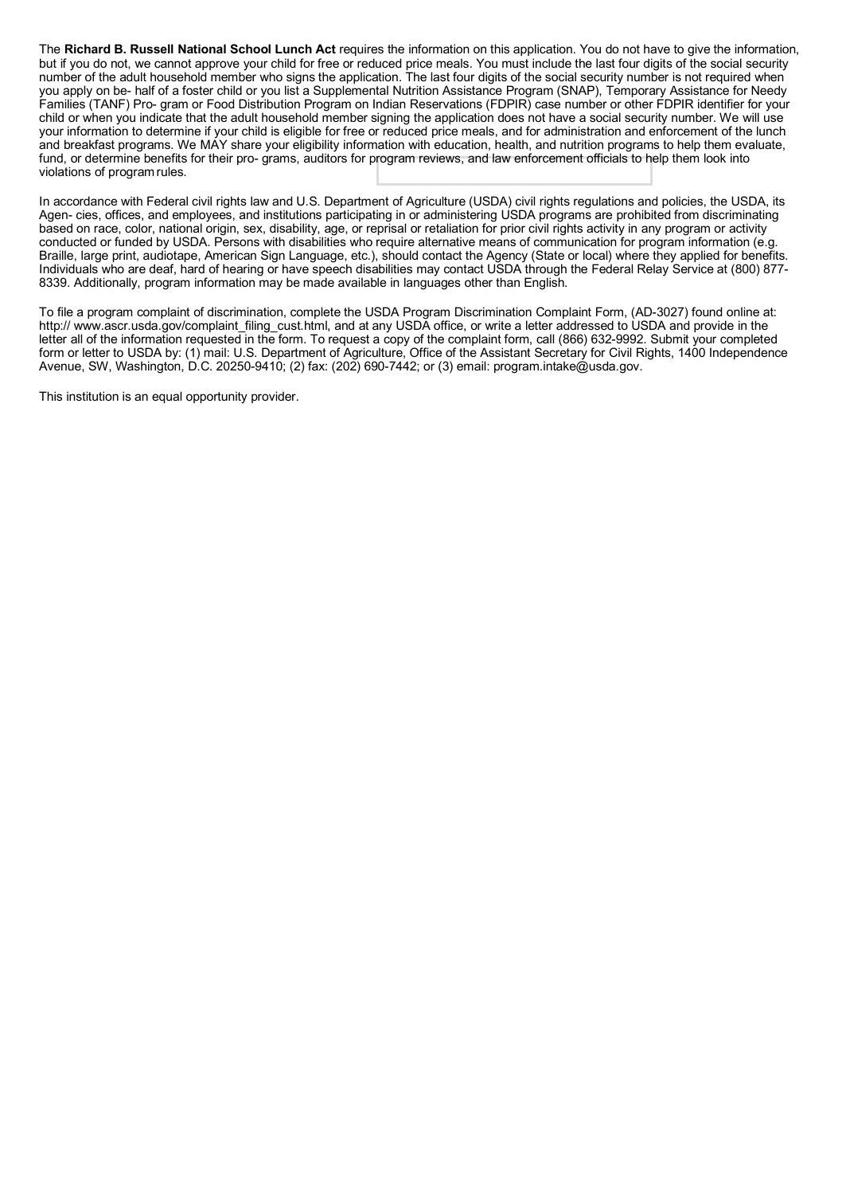The **Richard B. Russell National School Lunch Act** requires the information on this application. You do not have to give the information, but if you do not, we cannot approve your child for free or reduced price meals. You must include the last four digits of the social security number of the adult household member who signs the application. The last four digits of the social security number is not required when you apply on be- half of a foster child or you list a Supplemental Nutrition Assistance Program (SNAP), Temporary Assistance for Needy Families (TANF) Pro- gram or Food Distribution Program on Indian Reservations (FDPIR) case number or other FDPIR identifier for your child or when you indicate that the adult household member signing the application does not have a social security number. We will use your information to determine if your child is eligible for free or reduced price meals, and for administration and enforcement of the lunch and breakfast programs. We MAY share your eligibility information with education, health, and nutrition programs to help them evaluate, fund, or determine benefits for their pro- grams, auditors for program reviews, and law enforcement officials to help them look into violations of program rules.

In accordance with Federal civil rights law and U.S. Department of Agriculture (USDA) civil rights regulations and policies, the USDA, its Agen- cies, offices, and employees, and institutions participating in or administering USDA programs are prohibited from discriminating based on race, color, national origin, sex, disability, age, or reprisal or retaliation for prior civil rights activity in any program or activity conducted or funded by USDA. Persons with disabilities who require alternative means of communication for program information (e.g. Braille, large print, audiotape, American Sign Language, etc.), should contact the Agency (State or local) where they applied for benefits. Individuals who are deaf, hard of hearing or have speech disabilities may contact USDA through the Federal Relay Service at (800) 877-8339. Additionally, program information may be made available in languages other than English.

To file a program complaint of discrimination, complete the USDA Program Discrimination Complaint Form, (AD-3027) found online at: http:// www.ascr.usda.gov/complaint_filing_cust.html, and at any USDA office, or write a letter addressed to USDA and provide in the letter all of the information requested in the form. To request a copy of the complaint form, call (866) 632-9992. Submit your completed form or letter to USDA by: (1) mail: U.S. Department of Agriculture, Office of the Assistant Secretary for Civil Rights, 1400 Independence Avenue, SW, Washington, D.C. 20250-9410; (2) fax: (202) 690-7442; or (3) email: program.intake@usda.gov.

This institution is an equal opportunity provider.